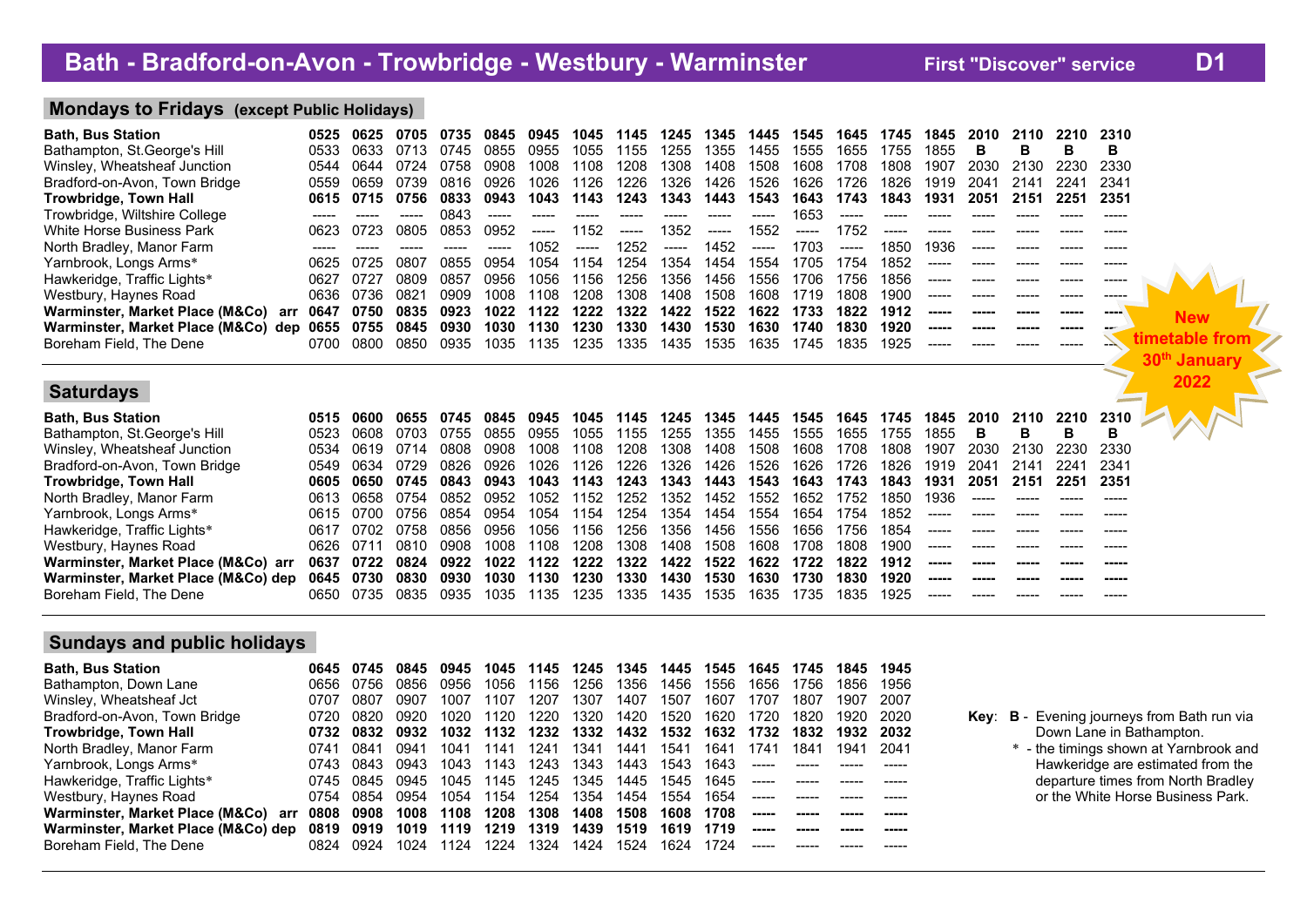# Bath - Bradford-on-Avon - Trowbridge - Westbury - Warminster

First "Discover" service **D1**

New timetable from 30th January 2022

## Mondays to Fridays (except Public Holidays)

| Stop | | | | | | | | | | | | | | | | | | | |
|---|---|---|---|---|---|---|---|---|---|---|---|---|---|---|---|---|---|---|---|
| **Bath, Bus Station** | **0525** | **0625** | **0705** | **0735** | **0845** | **0945** | **1045** | **1145** | **1245** | **1345** | **1445** | **1545** | **1645** | **1745** | **1845** | **2010** | **2110** | **2210** | **2310** |
| Bathampton, St.George's Hill | 0533 | 0633 | 0713 | 0745 | 0855 | 0955 | 1055 | 1155 | 1255 | 1355 | 1455 | 1555 | 1655 | 1755 | 1855 | **B** | **B** | **B** | **B** |
| Winsley, Wheatsheaf Junction | 0544 | 0644 | 0724 | 0758 | 0908 | 1008 | 1108 | 1208 | 1308 | 1408 | 1508 | 1608 | 1708 | 1808 | 1907 | 2030 | 2130 | 2230 | 2330 |
| Bradford-on-Avon, Town Bridge | 0559 | 0659 | 0739 | 0816 | 0926 | 1026 | 1126 | 1226 | 1326 | 1426 | 1526 | 1626 | 1726 | 1826 | 1919 | 2041 | 2141 | 2241 | 2341 |
| **Trowbridge, Town Hall** | **0615** | **0715** | **0756** | **0833** | **0943** | **1043** | **1143** | **1243** | **1343** | **1443** | **1543** | **1643** | **1743** | **1843** | **1931** | **2051** | **2151** | **2251** | **2351** |
| Trowbridge, Wiltshire College | ----- | ----- | ----- | 0843 | ----- | ----- | ----- | ----- | ----- | ----- | ----- | 1653 | ----- | ----- | ----- | ----- | ----- | ----- | ----- |
| White Horse Business Park | 0623 | 0723 | 0805 | 0853 | 0952 | ----- | 1152 | ----- | 1352 | ----- | 1552 | ----- | 1752 | ----- | ----- | ----- | ----- | ----- | ----- |
| North Bradley, Manor Farm | ----- | ----- | ----- | ----- | ----- | 1052 | ----- | 1252 | ----- | 1452 | ----- | 1703 | ----- | 1850 | 1936 | ----- | ----- | ----- | ----- |
| Yarnbrook, Longs Arms* | 0625 | 0725 | 0807 | 0855 | 0954 | 1054 | 1154 | 1254 | 1354 | 1454 | 1554 | 1705 | 1754 | 1852 | ----- | ----- | ----- | ----- | ----- |
| Hawkeridge, Traffic Lights* | 0627 | 0727 | 0809 | 0857 | 0956 | 1056 | 1156 | 1256 | 1356 | 1456 | 1556 | 1706 | 1756 | 1856 | ----- | ----- | ----- | ----- | ----- |
| Westbury, Haynes Road | 0636 | 0736 | 0821 | 0909 | 1008 | 1108 | 1208 | 1308 | 1408 | 1508 | 1608 | 1719 | 1808 | 1900 | ----- | ----- | ----- | ----- | ----- |
| **Warminster, Market Place (M&Co) arr** | **0647** | **0750** | **0835** | **0923** | **1022** | **1122** | **1222** | **1322** | **1422** | **1522** | **1622** | **1733** | **1822** | **1912** | ----- | ----- | ----- | ----- | ----- |
| **Warminster, Market Place (M&Co) dep** | **0655** | **0755** | **0845** | **0930** | **1030** | **1130** | **1230** | **1330** | **1430** | **1530** | **1630** | **1740** | **1830** | **1920** | ----- | ----- | ----- | ----- | ----- |
| Boreham Field, The Dene | 0700 | 0800 | 0850 | 0935 | 1035 | 1135 | 1235 | 1335 | 1435 | 1535 | 1635 | 1745 | 1835 | 1925 | ----- | ----- | ----- | ----- | ----- |

## Saturdays

| Stop | | | | | | | | | | | | | | | | | | | |
|---|---|---|---|---|---|---|---|---|---|---|---|---|---|---|---|---|---|---|---|
| **Bath, Bus Station** | **0515** | **0600** | **0655** | **0745** | **0845** | **0945** | **1045** | **1145** | **1245** | **1345** | **1445** | **1545** | **1645** | **1745** | **1845** | **2010** | **2110** | **2210** | **2310** |
| Bathampton, St.George's Hill | 0523 | 0608 | 0703 | 0755 | 0855 | 0955 | 1055 | 1155 | 1255 | 1355 | 1455 | 1555 | 1655 | 1755 | 1855 | **B** | **B** | **B** | **B** |
| Winsley, Wheatsheaf Junction | 0534 | 0619 | 0714 | 0808 | 0908 | 1008 | 1108 | 1208 | 1308 | 1408 | 1508 | 1608 | 1708 | 1808 | 1907 | 2030 | 2130 | 2230 | 2330 |
| Bradford-on-Avon, Town Bridge | 0549 | 0634 | 0729 | 0826 | 0926 | 1026 | 1126 | 1226 | 1326 | 1426 | 1526 | 1626 | 1726 | 1826 | 1919 | 2041 | 2141 | 2241 | 2341 |
| **Trowbridge, Town Hall** | **0605** | **0650** | **0745** | **0843** | **0943** | **1043** | **1143** | **1243** | **1343** | **1443** | **1543** | **1643** | **1743** | **1843** | **1931** | **2051** | **2151** | **2251** | **2351** |
| North Bradley, Manor Farm | 0613 | 0658 | 0754 | 0852 | 0952 | 1052 | 1152 | 1252 | 1352 | 1452 | 1552 | 1652 | 1752 | 1850 | 1936 | ----- | ----- | ----- | ----- |
| Yarnbrook, Longs Arms* | 0615 | 0700 | 0756 | 0854 | 0954 | 1054 | 1154 | 1254 | 1354 | 1454 | 1554 | 1654 | 1754 | 1852 | ----- | ----- | ----- | ----- | ----- |
| Hawkeridge, Traffic Lights* | 0617 | 0702 | 0758 | 0856 | 0956 | 1056 | 1156 | 1256 | 1356 | 1456 | 1556 | 1656 | 1756 | 1854 | ----- | ----- | ----- | ----- | ----- |
| Westbury, Haynes Road | 0626 | 0711 | 0810 | 0908 | 1008 | 1108 | 1208 | 1308 | 1408 | 1508 | 1608 | 1708 | 1808 | 1900 | ----- | ----- | ----- | ----- | ----- |
| **Warminster, Market Place (M&Co) arr** | **0637** | **0722** | **0824** | **0922** | **1022** | **1122** | **1222** | **1322** | **1422** | **1522** | **1622** | **1722** | **1822** | **1912** | ----- | ----- | ----- | ----- | ----- |
| **Warminster, Market Place (M&Co) dep** | **0645** | **0730** | **0830** | **0930** | **1030** | **1130** | **1230** | **1330** | **1430** | **1530** | **1630** | **1730** | **1830** | **1920** | ----- | ----- | ----- | ----- | ----- |
| Boreham Field, The Dene | 0650 | 0735 | 0835 | 0935 | 1035 | 1135 | 1235 | 1335 | 1435 | 1535 | 1635 | 1735 | 1835 | 1925 | ----- | ----- | ----- | ----- | ----- |

## Sundays and public holidays

| Stop | | | | | | | | | | | | | | |
|---|---|---|---|---|---|---|---|---|---|---|---|---|---|---|
| **Bath, Bus Station** | **0645** | **0745** | **0845** | **0945** | **1045** | **1145** | **1245** | **1345** | **1445** | **1545** | **1645** | **1745** | **1845** | **1945** |
| Bathampton, Down Lane | 0656 | 0756 | 0856 | 0956 | 1056 | 1156 | 1256 | 1356 | 1456 | 1556 | 1656 | 1756 | 1856 | 1956 |
| Winsley, Wheatsheaf Jct | 0707 | 0807 | 0907 | 1007 | 1107 | 1207 | 1307 | 1407 | 1507 | 1607 | 1707 | 1807 | 1907 | 2007 |
| Bradford-on-Avon, Town Bridge | 0720 | 0820 | 0920 | 1020 | 1120 | 1220 | 1320 | 1420 | 1520 | 1620 | 1720 | 1820 | 1920 | 2020 |
| **Trowbridge, Town Hall** | **0732** | **0832** | **0932** | **1032** | **1132** | **1232** | **1332** | **1432** | **1532** | **1632** | **1732** | **1832** | **1932** | **2032** |
| North Bradley, Manor Farm | 0741 | 0841 | 0941 | 1041 | 1141 | 1241 | 1341 | 1441 | 1541 | 1641 | 1741 | 1841 | 1941 | 2041 |
| Yarnbrook, Longs Arms* | 0743 | 0843 | 0943 | 1043 | 1143 | 1243 | 1343 | 1443 | 1543 | 1643 | ----- | ----- | ----- | ----- |
| Hawkeridge, Traffic Lights* | 0745 | 0845 | 0945 | 1045 | 1145 | 1245 | 1345 | 1445 | 1545 | 1645 | ----- | ----- | ----- | ----- |
| Westbury, Haynes Road | 0754 | 0854 | 0954 | 1054 | 1154 | 1254 | 1354 | 1454 | 1554 | 1654 | ----- | ----- | ----- | ----- |
| **Warminster, Market Place (M&Co) arr** | **0808** | **0908** | **1008** | **1108** | **1208** | **1308** | **1408** | **1508** | **1608** | **1708** | ----- | ----- | ----- | ----- |
| **Warminster, Market Place (M&Co) dep** | **0819** | **0919** | **1019** | **1119** | **1219** | **1319** | **1439** | **1519** | **1619** | **1719** | ----- | ----- | ----- | ----- |
| Boreham Field, The Dene | 0824 | 0924 | 1024 | 1124 | 1224 | 1324 | 1424 | 1524 | 1624 | 1724 | ----- | ----- | ----- | ----- |

**Key**: **B** - Evening journeys from Bath run via Down Lane in Bathampton.

\* - the timings shown at Yarnbrook and Hawkeridge are estimated from the departure times from North Bradley or the White Horse Business Park.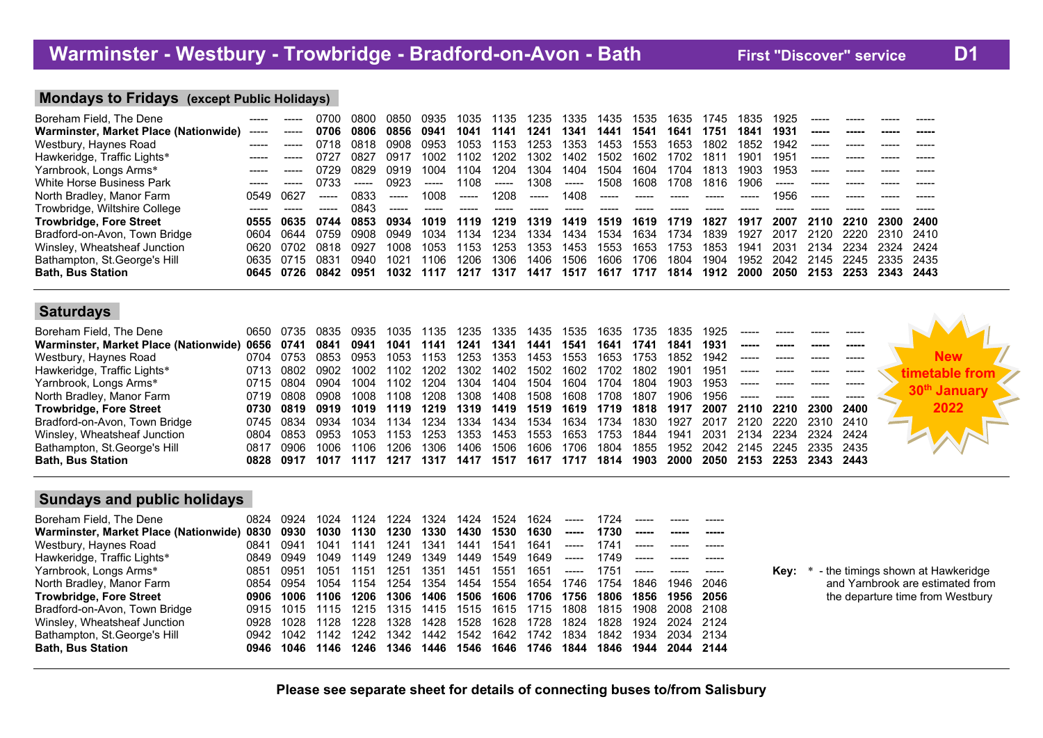# Warminster - Westbury - Trowbridge - Bradford-on-Avon - Bath

**First "Discover" service** **D1**

## Mondays to Fridays (except Public Holidays)

| | | | | | | | | | | | | | | | | | | | | |
|---|---|---|---|---|---|---|---|---|---|---|---|---|---|---|---|---|---|---|---|---|
| Boreham Field, The Dene | ----- | ----- | 0700 | 0800 | 0850 | 0935 | 1035 | 1135 | 1235 | 1335 | 1435 | 1535 | 1635 | 1745 | 1835 | 1925 | ----- | ----- | ----- | ----- |
| **Warminster, Market Place (Nationwide)** | ----- | ----- | **0706** | **0806** | **0856** | **0941** | **1041** | **1141** | **1241** | **1341** | **1441** | **1541** | **1641** | **1751** | **1841** | **1931** | ----- | ----- | ----- | ----- |
| Westbury, Haynes Road | ----- | ----- | 0718 | 0818 | 0908 | 0953 | 1053 | 1153 | 1253 | 1353 | 1453 | 1553 | 1653 | 1802 | 1852 | 1942 | ----- | ----- | ----- | ----- |
| Hawkeridge, Traffic Lights* | ----- | ----- | 0727 | 0827 | 0917 | 1002 | 1102 | 1202 | 1302 | 1402 | 1502 | 1602 | 1702 | 1811 | 1901 | 1951 | ----- | ----- | ----- | ----- |
| Yarnbrook, Longs Arms* | ----- | ----- | 0729 | 0829 | 0919 | 1004 | 1104 | 1204 | 1304 | 1404 | 1504 | 1604 | 1704 | 1813 | 1903 | 1953 | ----- | ----- | ----- | ----- |
| White Horse Business Park | ----- | ----- | 0733 | ----- | 0923 | ----- | 1108 | ----- | 1308 | ----- | 1508 | 1608 | 1708 | 1816 | 1906 | ----- | ----- | ----- | ----- | ----- |
| North Bradley, Manor Farm | 0549 | 0627 | ----- | 0833 | ----- | 1008 | ----- | 1208 | ----- | 1408 | ----- | ----- | ----- | ----- | ----- | 1956 | ----- | ----- | ----- | ----- |
| Trowbridge, Wiltshire College | ----- | ----- | ----- | 0843 | ----- | ----- | ----- | ----- | ----- | ----- | ----- | ----- | ----- | ----- | ----- | ----- | ----- | ----- | ----- | ----- |
| **Trowbridge, Fore Street** | **0555** | **0635** | **0744** | **0853** | **0934** | **1019** | **1119** | **1219** | **1319** | **1419** | **1519** | **1619** | **1719** | **1827** | **1917** | **2007** | **2110** | **2210** | **2300** | **2400** |
| Bradford-on-Avon, Town Bridge | 0604 | 0644 | 0759 | 0908 | 0949 | 1034 | 1134 | 1234 | 1334 | 1434 | 1534 | 1634 | 1734 | 1839 | 1927 | 2017 | 2120 | 2220 | 2310 | 2410 |
| Winsley, Wheatsheaf Junction | 0620 | 0702 | 0818 | 0927 | 1008 | 1053 | 1153 | 1253 | 1353 | 1453 | 1553 | 1653 | 1753 | 1853 | 1941 | 2031 | 2134 | 2234 | 2324 | 2424 |
| Bathampton, St.George's Hill | 0635 | 0715 | 0831 | 0940 | 1021 | 1106 | 1206 | 1306 | 1406 | 1506 | 1606 | 1706 | 1804 | 1904 | 1952 | 2042 | 2145 | 2245 | 2335 | 2435 |
| **Bath, Bus Station** | **0645** | **0726** | **0842** | **0951** | **1032** | **1117** | **1217** | **1317** | **1417** | **1517** | **1617** | **1717** | **1814** | **1912** | **2000** | **2050** | **2153** | **2253** | **2343** | **2443** |

## Saturdays

| | | | | | | | | | | | | | | | | | | |
|---|---|---|---|---|---|---|---|---|---|---|---|---|---|---|---|---|---|---|
| Boreham Field, The Dene | 0650 | 0735 | 0835 | 0935 | 1035 | 1135 | 1235 | 1335 | 1435 | 1535 | 1635 | 1735 | 1835 | 1925 | ----- | ----- | ----- | ----- |
| **Warminster, Market Place (Nationwide)** | **0656** | **0741** | **0841** | **0941** | **1041** | **1141** | **1241** | **1341** | **1441** | **1541** | **1641** | **1741** | **1841** | **1931** | ----- | ----- | ----- | ----- |
| Westbury, Haynes Road | 0704 | 0753 | 0853 | 0953 | 1053 | 1153 | 1253 | 1353 | 1453 | 1553 | 1653 | 1753 | 1852 | 1942 | ----- | ----- | ----- | ----- |
| Hawkeridge, Traffic Lights* | 0713 | 0802 | 0902 | 1002 | 1102 | 1202 | 1302 | 1402 | 1502 | 1602 | 1702 | 1802 | 1901 | 1951 | ----- | ----- | ----- | ----- |
| Yarnbrook, Longs Arms* | 0715 | 0804 | 0904 | 1004 | 1102 | 1204 | 1304 | 1404 | 1504 | 1604 | 1704 | 1804 | 1903 | 1953 | ----- | ----- | ----- | ----- |
| North Bradley, Manor Farm | 0719 | 0808 | 0908 | 1008 | 1108 | 1208 | 1308 | 1408 | 1508 | 1608 | 1708 | 1807 | 1906 | 1956 | ----- | ----- | ----- | ----- |
| **Trowbridge, Fore Street** | **0730** | **0819** | **0919** | **1019** | **1119** | **1219** | **1319** | **1419** | **1519** | **1619** | **1719** | **1818** | **1917** | **2007** | **2110** | **2210** | **2300** | **2400** |
| Bradford-on-Avon, Town Bridge | 0745 | 0834 | 0934 | 1034 | 1134 | 1234 | 1334 | 1434 | 1534 | 1634 | 1734 | 1830 | 1927 | 2017 | 2120 | 2220 | 2310 | 2410 |
| Winsley, Wheatsheaf Junction | 0804 | 0853 | 0953 | 1053 | 1153 | 1253 | 1353 | 1453 | 1553 | 1653 | 1753 | 1844 | 1941 | 2031 | 2134 | 2234 | 2324 | 2424 |
| Bathampton, St.George's Hill | 0817 | 0906 | 1006 | 1106 | 1206 | 1306 | 1406 | 1506 | 1606 | 1706 | 1804 | 1855 | 1952 | 2042 | 2145 | 2245 | 2335 | 2435 |
| **Bath, Bus Station** | **0828** | **0917** | **1017** | **1117** | **1217** | **1317** | **1417** | **1517** | **1617** | **1717** | **1814** | **1903** | **2000** | **2050** | **2153** | **2253** | **2343** | **2443** |

**New timetable from 30th January 2022**

## Sundays and public holidays

| | | | | | | | | | | | | | | |
|---|---|---|---|---|---|---|---|---|---|---|---|---|---|---|
| Boreham Field, The Dene | 0824 | 0924 | 1024 | 1124 | 1224 | 1324 | 1424 | 1524 | 1624 | ----- | 1724 | ----- | ----- | ----- |
| **Warminster, Market Place (Nationwide)** | **0830** | **0930** | **1030** | **1130** | **1230** | **1330** | **1430** | **1530** | **1630** | ----- | **1730** | ----- | ----- | ----- |
| Westbury, Haynes Road | 0841 | 0941 | 1041 | 1141 | 1241 | 1341 | 1441 | 1541 | 1641 | ----- | 1741 | ----- | ----- | ----- |
| Hawkeridge, Traffic Lights* | 0849 | 0949 | 1049 | 1149 | 1249 | 1349 | 1449 | 1549 | 1649 | ----- | 1749 | ----- | ----- | ----- |
| Yarnbrook, Longs Arms* | 0851 | 0951 | 1051 | 1151 | 1251 | 1351 | 1451 | 1551 | 1651 | ----- | 1751 | ----- | ----- | ----- |
| North Bradley, Manor Farm | 0854 | 0954 | 1054 | 1154 | 1254 | 1354 | 1454 | 1554 | 1654 | 1746 | 1754 | 1846 | 1946 | 2046 |
| **Trowbridge, Fore Street** | **0906** | **1006** | **1106** | **1206** | **1306** | **1406** | **1506** | **1606** | **1706** | **1756** | **1806** | **1856** | **1956** | **2056** |
| Bradford-on-Avon, Town Bridge | 0915 | 1015 | 1115 | 1215 | 1315 | 1415 | 1515 | 1615 | 1715 | 1808 | 1815 | 1908 | 2008 | 2108 |
| Winsley, Wheatsheaf Junction | 0928 | 1028 | 1128 | 1228 | 1328 | 1428 | 1528 | 1628 | 1728 | 1824 | 1828 | 1924 | 2024 | 2124 |
| Bathampton, St.George's Hill | 0942 | 1042 | 1142 | 1242 | 1342 | 1442 | 1542 | 1642 | 1742 | 1834 | 1842 | 1934 | 2034 | 2134 |
| **Bath, Bus Station** | **0946** | **1046** | **1146** | **1246** | **1346** | **1446** | **1546** | **1646** | **1746** | **1844** | **1846** | **1944** | **2044** | **2144** |

**Key:** * - the timings shown at Hawkeridge and Yarnbrook are estimated from the departure time from Westbury

**Please see separate sheet for details of connecting buses to/from Salisbury**